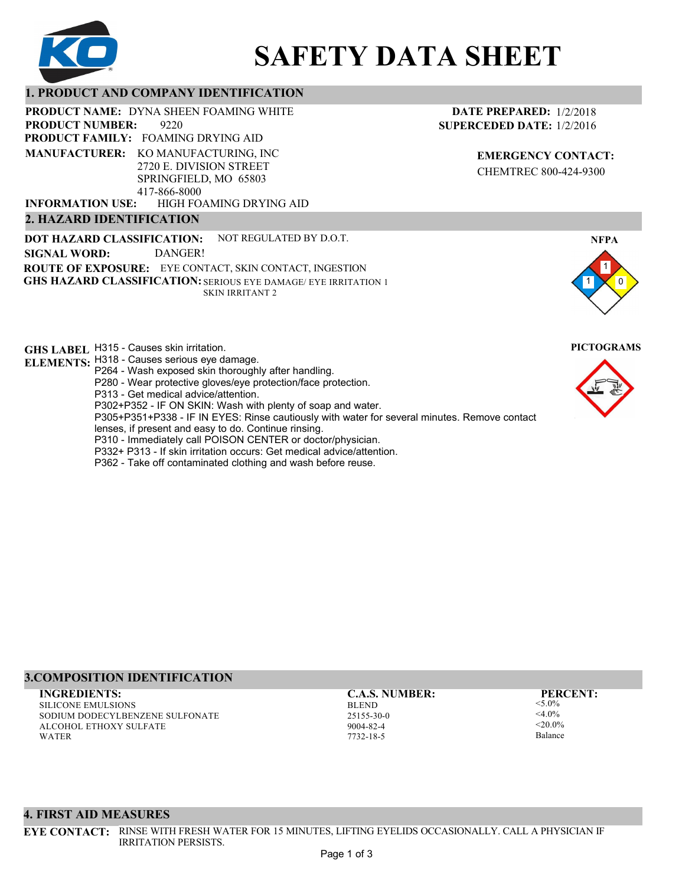# SAFETY DATA SHEET

## 1. PRODUCT AND COMPANY IDENTIFICATION

**PRODUCT NAME:** DYNA SHEEN FOAMING WHITE
**PRODUCT NUMBER:** 9220
**PRODUCT FAMILY:** FOAMING DRYING AID
**MANUFACTURER:** KO MANUFACTURING, INC
2720 E. DIVISION STREET
SPRINGFIELD, MO 65803
417-866-8000
**INFORMATION USE:** HIGH FOAMING DRYING AID

**DATE PREPARED:** 1/2/2018
**SUPERCEDED DATE:** 1/2/2016

**EMERGENCY CONTACT:**
CHEMTREC 800-424-9300

## 2. HAZARD IDENTIFICATION

**DOT HAZARD CLASSIFICATION:** NOT REGULATED BY D.O.T.
**SIGNAL WORD:** DANGER!
**ROUTE OF EXPOSURE:** EYE CONTACT, SKIN CONTACT, INGESTION
**GHS HAZARD CLASSIFICATION:** SERIOUS EYE DAMAGE/ EYE IRRITATION 1
SKIN IRRITANT 2

**NFPA**

1
1 0

**GHS LABEL ELEMENTS:**
H315 - Causes skin irritation.
H318 - Causes serious eye damage.
P264 - Wash exposed skin thoroughly after handling.
P280 - Wear protective gloves/eye protection/face protection.
P313 - Get medical advice/attention.
P302+P352 - IF ON SKIN: Wash with plenty of soap and water.
P305+P351+P338 - IF IN EYES: Rinse cautiously with water for several minutes. Remove contact lenses, if present and easy to do. Continue rinsing.
P310 - Immediately call POISON CENTER or doctor/physician.
P332+ P313 - If skin irritation occurs: Get medical advice/attention.
P362 - Take off contaminated clothing and wash before reuse.

**PICTOGRAMS**

## 3.COMPOSITION IDENTIFICATION

| INGREDIENTS: | C.A.S. NUMBER: | PERCENT: |
|---|---|---|
| SILICONE EMULSIONS | BLEND | <5.0% |
| SODIUM DODECYLBENZENE SULFONATE | 25155-30-0 | <4.0% |
| ALCOHOL ETHOXY SULFATE | 9004-82-4 | <20.0% |
| WATER | 7732-18-5 | Balance |

## 4. FIRST AID MEASURES

**EYE CONTACT:** RINSE WITH FRESH WATER FOR 15 MINUTES, LIFTING EYELIDS OCCASIONALLY. CALL A PHYSICIAN IF IRRITATION PERSISTS.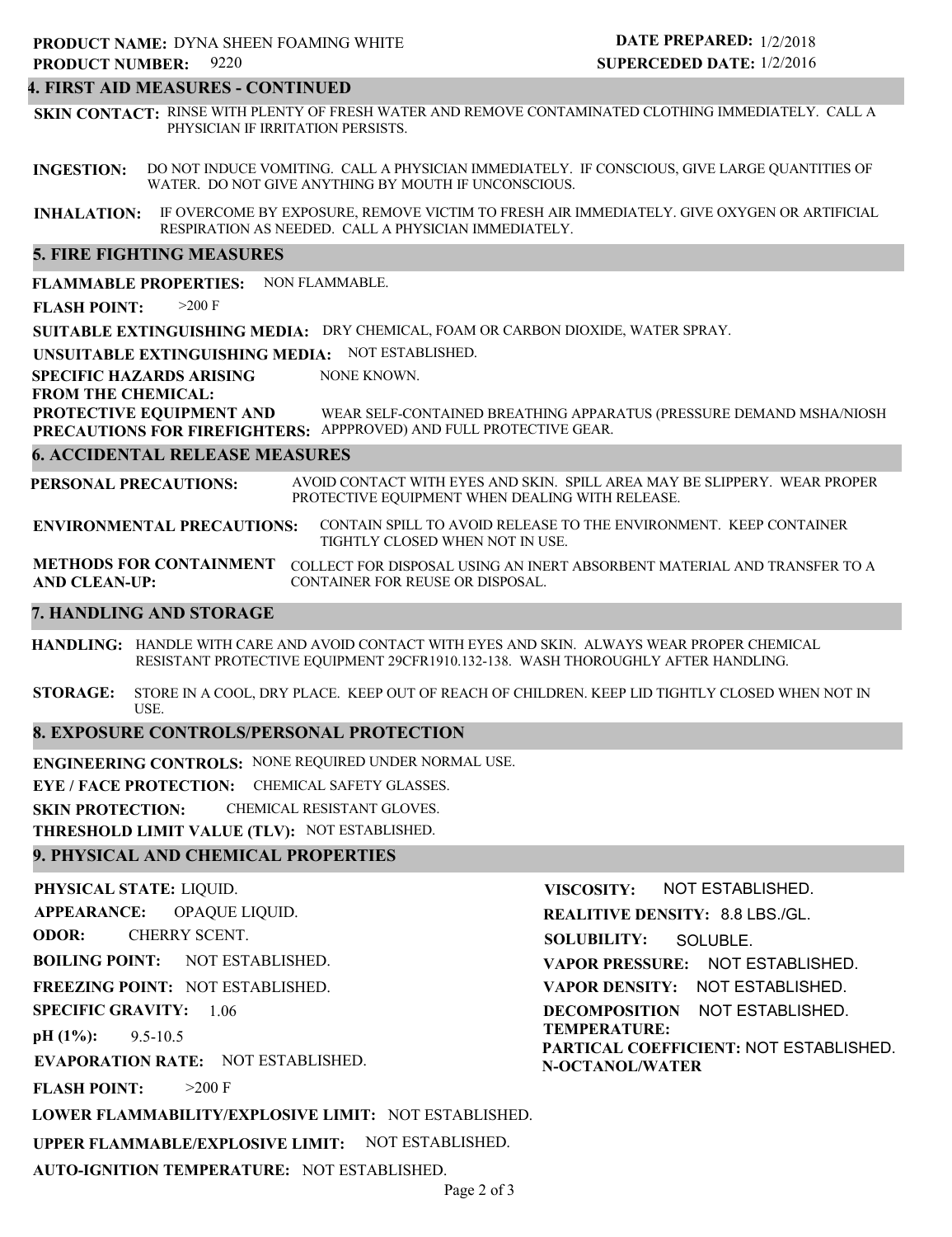**PRODUCT NAME:** DYNA SHEEN FOAMING WHITE
**PRODUCT NUMBER:** 9220

**DATE PREPARED:** 1/2/2018
**SUPERCEDED DATE:** 1/2/2016

## 4. FIRST AID MEASURES - CONTINUED

**SKIN CONTACT:** RINSE WITH PLENTY OF FRESH WATER AND REMOVE CONTAMINATED CLOTHING IMMEDIATELY. CALL A PHYSICIAN IF IRRITATION PERSISTS.

**INGESTION:** DO NOT INDUCE VOMITING. CALL A PHYSICIAN IMMEDIATELY. IF CONSCIOUS, GIVE LARGE QUANTITIES OF WATER. DO NOT GIVE ANYTHING BY MOUTH IF UNCONSCIOUS.

**INHALATION:** IF OVERCOME BY EXPOSURE, REMOVE VICTIM TO FRESH AIR IMMEDIATELY. GIVE OXYGEN OR ARTIFICIAL RESPIRATION AS NEEDED. CALL A PHYSICIAN IMMEDIATELY.

## 5. FIRE FIGHTING MEASURES

**FLAMMABLE PROPERTIES:** NON FLAMMABLE.

**FLASH POINT:** >200 F

**SUITABLE EXTINGUISHING MEDIA:** DRY CHEMICAL, FOAM OR CARBON DIOXIDE, WATER SPRAY.

**UNSUITABLE EXTINGUISHING MEDIA:** NOT ESTABLISHED.

**SPECIFIC HAZARDS ARISING FROM THE CHEMICAL:** NONE KNOWN.

**PROTECTIVE EQUIPMENT AND PRECAUTIONS FOR FIREFIGHTERS:** WEAR SELF-CONTAINED BREATHING APPARATUS (PRESSURE DEMAND MSHA/NIOSH APPPROVED) AND FULL PROTECTIVE GEAR.

## 6. ACCIDENTAL RELEASE MEASURES

**PERSONAL PRECAUTIONS:** AVOID CONTACT WITH EYES AND SKIN. SPILL AREA MAY BE SLIPPERY. WEAR PROPER PROTECTIVE EQUIPMENT WHEN DEALING WITH RELEASE.

**ENVIRONMENTAL PRECAUTIONS:** CONTAIN SPILL TO AVOID RELEASE TO THE ENVIRONMENT. KEEP CONTAINER TIGHTLY CLOSED WHEN NOT IN USE.

**METHODS FOR CONTAINMENT AND CLEAN-UP:** COLLECT FOR DISPOSAL USING AN INERT ABSORBENT MATERIAL AND TRANSFER TO A CONTAINER FOR REUSE OR DISPOSAL.

## 7. HANDLING AND STORAGE

**HANDLING:** HANDLE WITH CARE AND AVOID CONTACT WITH EYES AND SKIN. ALWAYS WEAR PROPER CHEMICAL RESISTANT PROTECTIVE EQUIPMENT 29CFR1910.132-138. WASH THOROUGHLY AFTER HANDLING.

**STORAGE:** STORE IN A COOL, DRY PLACE. KEEP OUT OF REACH OF CHILDREN. KEEP LID TIGHTLY CLOSED WHEN NOT IN USE.

## 8. EXPOSURE CONTROLS/PERSONAL PROTECTION

**ENGINEERING CONTROLS:** NONE REQUIRED UNDER NORMAL USE.

**EYE / FACE PROTECTION:** CHEMICAL SAFETY GLASSES.

**SKIN PROTECTION:** CHEMICAL RESISTANT GLOVES.

**THRESHOLD LIMIT VALUE (TLV):** NOT ESTABLISHED.

## 9. PHYSICAL AND CHEMICAL PROPERTIES

**PHYSICAL STATE:** LIQUID.

**APPEARANCE:** OPAQUE LIQUID.

**ODOR:** CHERRY SCENT.

**BOILING POINT:** NOT ESTABLISHED.

**FREEZING POINT:** NOT ESTABLISHED.

**SPECIFIC GRAVITY:** 1.06

**pH (1%):** 9.5-10.5

**EVAPORATION RATE:** NOT ESTABLISHED.

**FLASH POINT:** >200 F

**LOWER FLAMMABILITY/EXPLOSIVE LIMIT:** NOT ESTABLISHED.

**UPPER FLAMMABLE/EXPLOSIVE LIMIT:** NOT ESTABLISHED.

**AUTO-IGNITION TEMPERATURE:** NOT ESTABLISHED.

**VISCOSITY:** NOT ESTABLISHED.

**REALITIVE DENSITY:** 8.8 LBS./GL.

**SOLUBILITY:** SOLUBLE.

**VAPOR PRESSURE:** NOT ESTABLISHED.

**VAPOR DENSITY:** NOT ESTABLISHED.

**DECOMPOSITION TEMPERATURE:** NOT ESTABLISHED.

**PARTICAL COEFFICIENT: N-OCTANOL/WATER** NOT ESTABLISHED.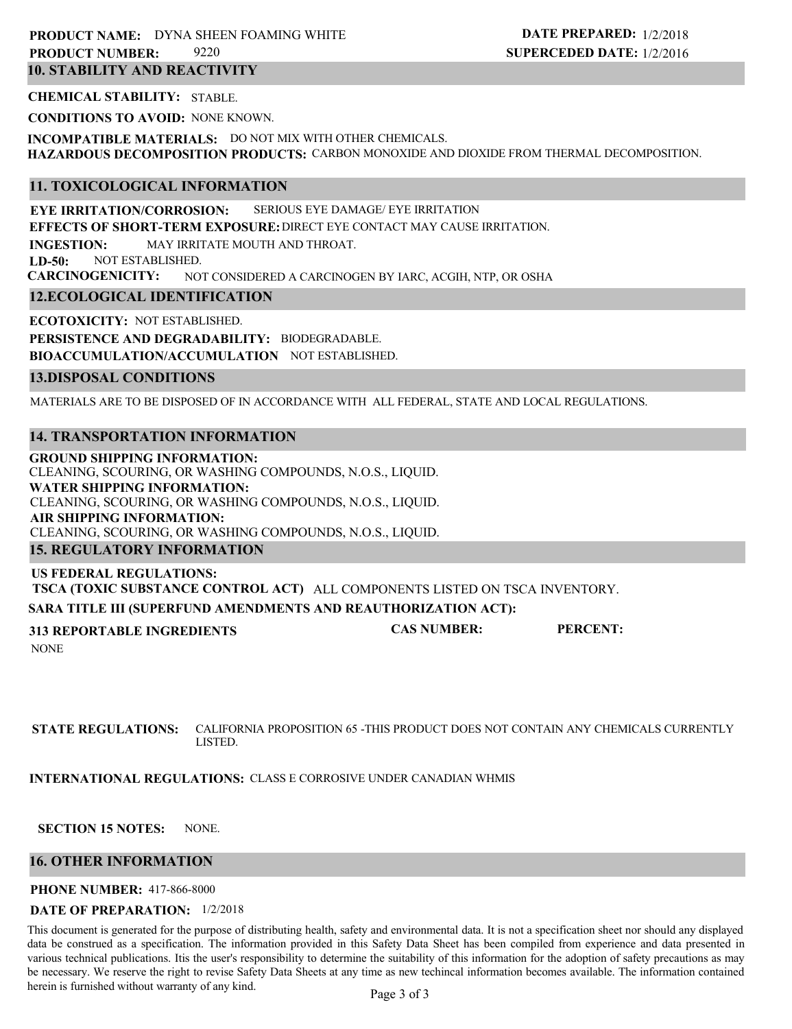**PRODUCT NAME:** DYNA SHEEN FOAMING WHITE
**PRODUCT NUMBER:** 9220

**DATE PREPARED:** 1/2/2018
**SUPERCEDED DATE:** 1/2/2016

## 10. STABILITY AND REACTIVITY

**CHEMICAL STABILITY:** STABLE.

**CONDITIONS TO AVOID:** NONE KNOWN.

**INCOMPATIBLE MATERIALS:** DO NOT MIX WITH OTHER CHEMICALS.

**HAZARDOUS DECOMPOSITION PRODUCTS:** CARBON MONOXIDE AND DIOXIDE FROM THERMAL DECOMPOSITION.

## 11. TOXICOLOGICAL INFORMATION

**EYE IRRITATION/CORROSION:** SERIOUS EYE DAMAGE/ EYE IRRITATION

**EFFECTS OF SHORT-TERM EXPOSURE:** DIRECT EYE CONTACT MAY CAUSE IRRITATION.

**INGESTION:** MAY IRRITATE MOUTH AND THROAT.

**LD-50:** NOT ESTABLISHED.

**CARCINOGENICITY:** NOT CONSIDERED A CARCINOGEN BY IARC, ACGIH, NTP, OR OSHA

## 12.ECOLOGICAL IDENTIFICATION

**ECOTOXICITY:** NOT ESTABLISHED.

**PERSISTENCE AND DEGRADABILITY:** BIODEGRADABLE.

**BIOACCUMULATION/ACCUMULATION** NOT ESTABLISHED.

## 13.DISPOSAL CONDITIONS

MATERIALS ARE TO BE DISPOSED OF IN ACCORDANCE WITH ALL FEDERAL, STATE AND LOCAL REGULATIONS.

## 14. TRANSPORTATION INFORMATION

**GROUND SHIPPING INFORMATION:**
CLEANING, SCOURING, OR WASHING COMPOUNDS, N.O.S., LIQUID.

**WATER SHIPPING INFORMATION:**
CLEANING, SCOURING, OR WASHING COMPOUNDS, N.O.S., LIQUID.

**AIR SHIPPING INFORMATION:**
CLEANING, SCOURING, OR WASHING COMPOUNDS, N.O.S., LIQUID.

## 15. REGULATORY INFORMATION

**US FEDERAL REGULATIONS:**

**TSCA (TOXIC SUBSTANCE CONTROL ACT)** ALL COMPONENTS LISTED ON TSCA INVENTORY.

**SARA TITLE III (SUPERFUND AMENDMENTS AND REAUTHORIZATION ACT):**

| 313 REPORTABLE INGREDIENTS | CAS NUMBER: | PERCENT: |
|---|---|---|
| NONE | | |

**STATE REGULATIONS:** CALIFORNIA PROPOSITION 65 -THIS PRODUCT DOES NOT CONTAIN ANY CHEMICALS CURRENTLY LISTED.

**INTERNATIONAL REGULATIONS:** CLASS E CORROSIVE UNDER CANADIAN WHMIS

**SECTION 15 NOTES:** NONE.

## 16. OTHER INFORMATION

**PHONE NUMBER:** 417-866-8000

**DATE OF PREPARATION:** 1/2/2018

This document is generated for the purpose of distributing health, safety and environmental data. It is not a specification sheet nor should any displayed data be construed as a specification. The information provided in this Safety Data Sheet has been compiled from experience and data presented in various technical publications. Itis the user's responsibility to determine the suitability of this information for the adoption of safety precautions as may be necessary. We reserve the right to revise Safety Data Sheets at any time as new techincal information becomes available. The information contained herein is furnished without warranty of any kind.